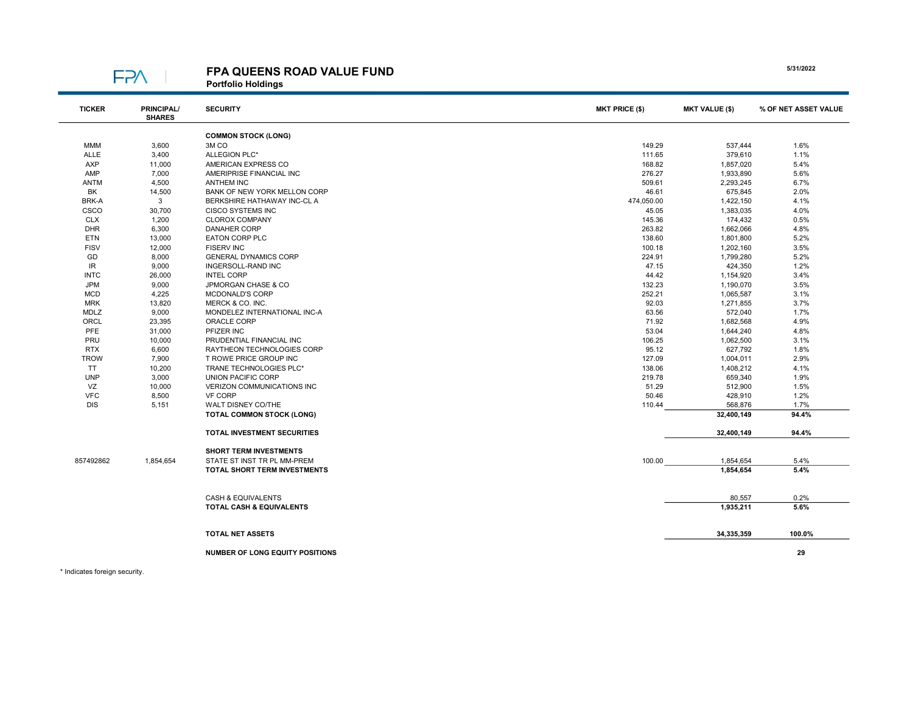# FPA QUEENS ROAD VALUE FUND

**Portfolio Holdings**

5/31/2022

| TICKER | PRINCIPAL/ SHARES | SECURITY | MKT PRICE ($) | MKT VALUE ($) | % OF NET ASSET VALUE |
|---|---|---|---|---|---|
| | | **COMMON STOCK (LONG)** | | | |
| MMM | 3,600 | 3M CO | 149.29 | 537,444 | 1.6% |
| ALLE | 3,400 | ALLEGION PLC* | 111.65 | 379,610 | 1.1% |
| AXP | 11,000 | AMERICAN EXPRESS CO | 168.82 | 1,857,020 | 5.4% |
| AMP | 7,000 | AMERIPRISE FINANCIAL INC | 276.27 | 1,933,890 | 5.6% |
| ANTM | 4,500 | ANTHEM INC | 509.61 | 2,293,245 | 6.7% |
| BK | 14,500 | BANK OF NEW YORK MELLON CORP | 46.61 | 675,845 | 2.0% |
| BRK-A | 3 | BERKSHIRE HATHAWAY INC-CL A | 474,050.00 | 1,422,150 | 4.1% |
| CSCO | 30,700 | CISCO SYSTEMS INC | 45.05 | 1,383,035 | 4.0% |
| CLX | 1,200 | CLOROX COMPANY | 145.36 | 174,432 | 0.5% |
| DHR | 6,300 | DANAHER CORP | 263.82 | 1,662,066 | 4.8% |
| ETN | 13,000 | EATON CORP PLC | 138.60 | 1,801,800 | 5.2% |
| FISV | 12,000 | FISERV INC | 100.18 | 1,202,160 | 3.5% |
| GD | 8,000 | GENERAL DYNAMICS CORP | 224.91 | 1,799,280 | 5.2% |
| IR | 9,000 | INGERSOLL-RAND INC | 47.15 | 424,350 | 1.2% |
| INTC | 26,000 | INTEL CORP | 44.42 | 1,154,920 | 3.4% |
| JPM | 9,000 | JPMORGAN CHASE & CO | 132.23 | 1,190,070 | 3.5% |
| MCD | 4,225 | MCDONALD'S CORP | 252.21 | 1,065,587 | 3.1% |
| MRK | 13,820 | MERCK & CO. INC. | 92.03 | 1,271,855 | 3.7% |
| MDLZ | 9,000 | MONDELEZ INTERNATIONAL INC-A | 63.56 | 572,040 | 1.7% |
| ORCL | 23,395 | ORACLE CORP | 71.92 | 1,682,568 | 4.9% |
| PFE | 31,000 | PFIZER INC | 53.04 | 1,644,240 | 4.8% |
| PRU | 10,000 | PRUDENTIAL FINANCIAL INC | 106.25 | 1,062,500 | 3.1% |
| RTX | 6,600 | RAYTHEON TECHNOLOGIES CORP | 95.12 | 627,792 | 1.8% |
| TROW | 7,900 | T ROWE PRICE GROUP INC | 127.09 | 1,004,011 | 2.9% |
| TT | 10,200 | TRANE TECHNOLOGIES PLC* | 138.06 | 1,408,212 | 4.1% |
| UNP | 3,000 | UNION PACIFIC CORP | 219.78 | 659,340 | 1.9% |
| VZ | 10,000 | VERIZON COMMUNICATIONS INC | 51.29 | 512,900 | 1.5% |
| VFC | 8,500 | VF CORP | 50.46 | 428,910 | 1.2% |
| DIS | 5,151 | WALT DISNEY CO/THE | 110.44 | 568,876 | 1.7% |
| | | **TOTAL COMMON STOCK (LONG)** | | **32,400,149** | **94.4%** |
| | | **TOTAL INVESTMENT SECURITIES** | | **32,400,149** | **94.4%** |
| | | **SHORT TERM INVESTMENTS** | | | |
| 857492862 | 1,854,654 | STATE ST INST TR PL MM-PREM | 100.00 | 1,854,654 | 5.4% |
| | | **TOTAL SHORT TERM INVESTMENTS** | | **1,854,654** | **5.4%** |
| | | CASH & EQUIVALENTS | | 80,557 | 0.2% |
| | | **TOTAL CASH & EQUIVALENTS** | | **1,935,211** | **5.6%** |
| | | **TOTAL NET ASSETS** | | **34,335,359** | **100.0%** |
| | | **NUMBER OF LONG EQUITY POSITIONS** | | | **29** |

* Indicates foreign security.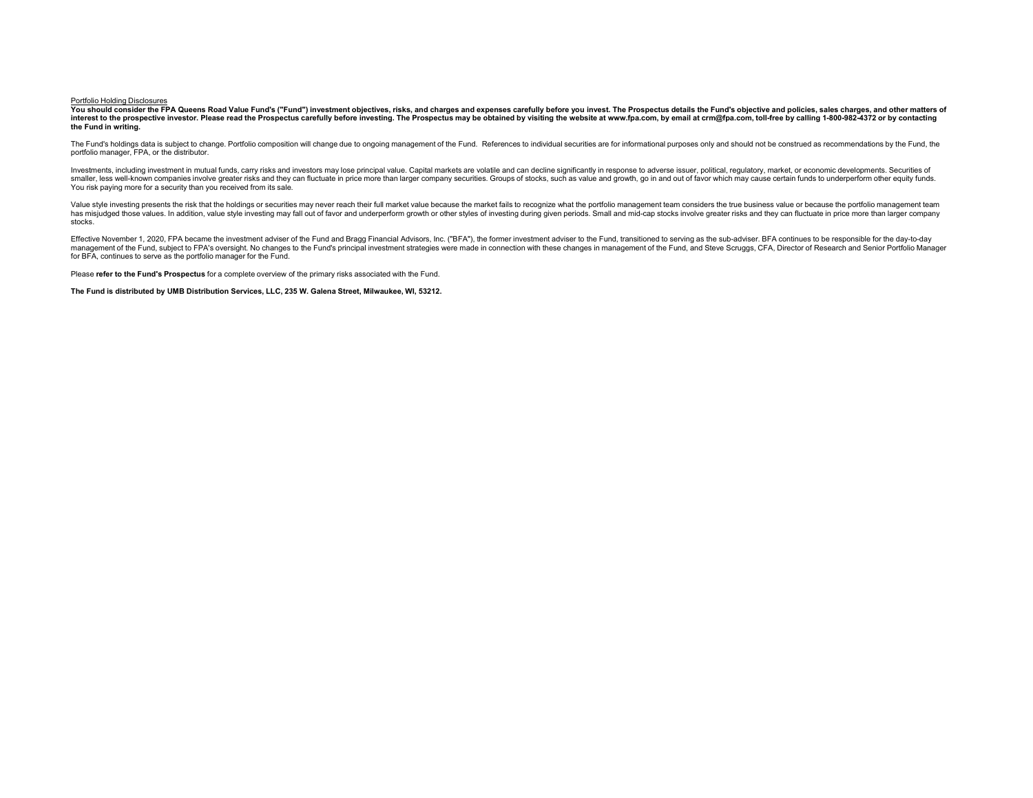Portfolio Holding Disclosures

**You should consider the FPA Queens Road Value Fund's ("Fund") investment objectives, risks, and charges and expenses carefully before you invest. The Prospectus details the Fund's objective and policies, sales charges, and other matters of interest to the prospective investor. Please read the Prospectus carefully before investing. The Prospectus may be obtained by visiting the website at www.fpa.com, by email at crm@fpa.com, toll-free by calling 1-800-982-4372 or by contacting the Fund in writing.**

The Fund's holdings data is subject to change. Portfolio composition will change due to ongoing management of the Fund. References to individual securities are for informational purposes only and should not be construed as recommendations by the Fund, the portfolio manager, FPA, or the distributor.

Investments, including investment in mutual funds, carry risks and investors may lose principal value. Capital markets are volatile and can decline significantly in response to adverse issuer, political, regulatory, market, or economic developments. Securities of smaller, less well-known companies involve greater risks and they can fluctuate in price more than larger company securities. Groups of stocks, such as value and growth, go in and out of favor which may cause certain funds to underperform other equity funds. You risk paying more for a security than you received from its sale.

Value style investing presents the risk that the holdings or securities may never reach their full market value because the market fails to recognize what the portfolio management team considers the true business value or because the portfolio management team has misjudged those values. In addition, value style investing may fall out of favor and underperform growth or other styles of investing during given periods. Small and mid-cap stocks involve greater risks and they can fluctuate in price more than larger company stocks.

Effective November 1, 2020, FPA became the investment adviser of the Fund and Bragg Financial Advisors, Inc. ("BFA"), the former investment adviser to the Fund, transitioned to serving as the sub-adviser. BFA continues to be responsible for the day-to-day management of the Fund, subject to FPA's oversight. No changes to the Fund's principal investment strategies were made in connection with these changes in management of the Fund, and Steve Scruggs, CFA, Director of Research and Senior Portfolio Manager for BFA, continues to serve as the portfolio manager for the Fund.

Please **refer to the Fund's Prospectus** for a complete overview of the primary risks associated with the Fund.

**The Fund is distributed by UMB Distribution Services, LLC, 235 W. Galena Street, Milwaukee, WI, 53212.**